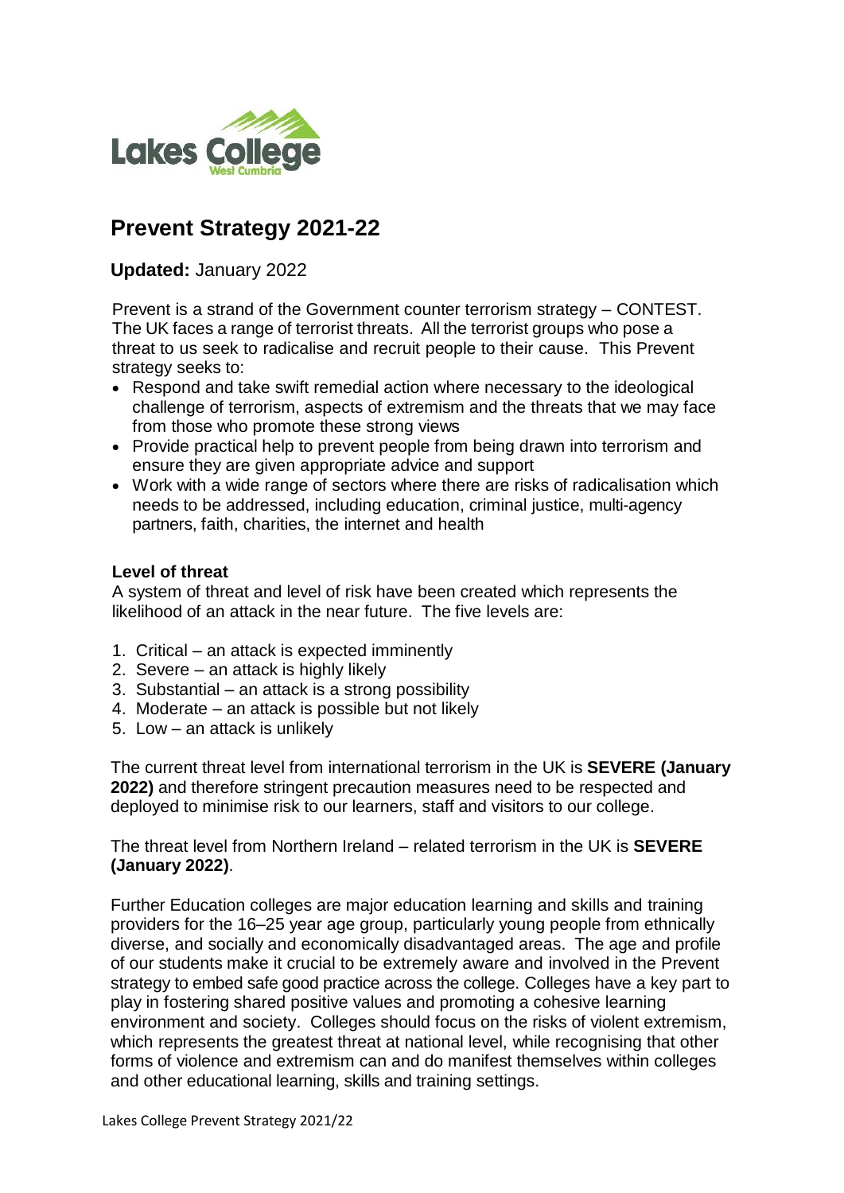# Prevent Strategy 2021-22

**Updated:** January 2022

Prevent is a strand of the Government counter terrorism strategy – CONTEST. The UK faces a range of terrorist threats. All the terrorist groups who pose a threat to us seek to radicalise and recruit people to their cause. This Prevent strategy seeks to:

- Respond and take swift remedial action where necessary to the ideological challenge of terrorism, aspects of extremism and the threats that we may face from those who promote these strong views
- Provide practical help to prevent people from being drawn into terrorism and ensure they are given appropriate advice and support
- Work with a wide range of sectors where there are risks of radicalisation which needs to be addressed, including education, criminal justice, multi-agency partners, faith, charities, the internet and health

**Level of threat**

A system of threat and level of risk have been created which represents the likelihood of an attack in the near future. The five levels are:

1. Critical – an attack is expected imminently
2. Severe – an attack is highly likely
3. Substantial – an attack is a strong possibility
4. Moderate – an attack is possible but not likely
5. Low – an attack is unlikely

The current threat level from international terrorism in the UK is **SEVERE (January 2022)** and therefore stringent precaution measures need to be respected and deployed to minimise risk to our learners, staff and visitors to our college.

The threat level from Northern Ireland – related terrorism in the UK is **SEVERE (January 2022)**.

Further Education colleges are major education learning and skills and training providers for the 16–25 year age group, particularly young people from ethnically diverse, and socially and economically disadvantaged areas. The age and profile of our students make it crucial to be extremely aware and involved in the Prevent strategy to embed safe good practice across the college. Colleges have a key part to play in fostering shared positive values and promoting a cohesive learning environment and society. Colleges should focus on the risks of violent extremism, which represents the greatest threat at national level, while recognising that other forms of violence and extremism can and do manifest themselves within colleges and other educational learning, skills and training settings.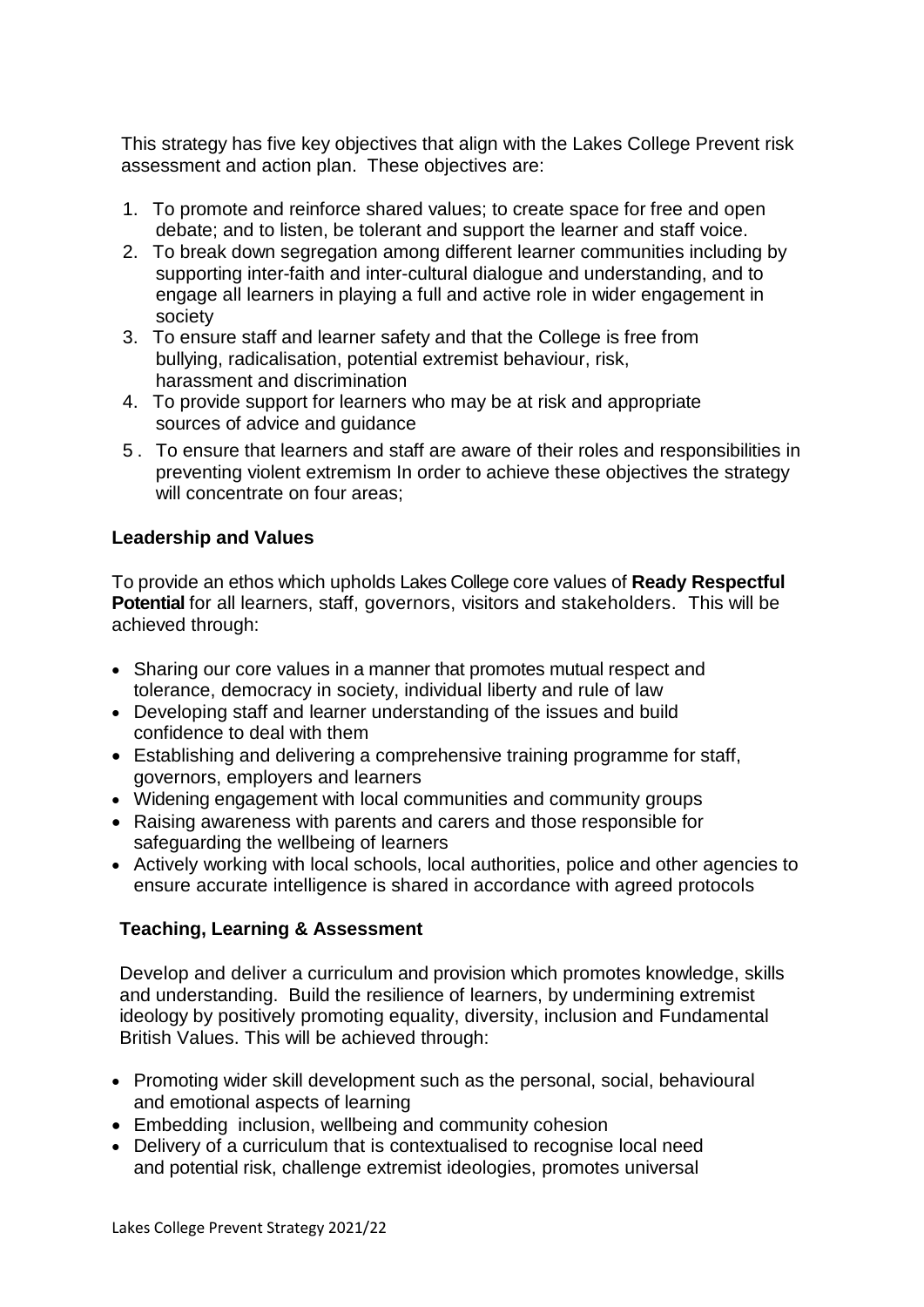This strategy has five key objectives that align with the Lakes College Prevent risk assessment and action plan. These objectives are:

1. To promote and reinforce shared values; to create space for free and open debate; and to listen, be tolerant and support the learner and staff voice.
2. To break down segregation among different learner communities including by supporting inter-faith and inter-cultural dialogue and understanding, and to engage all learners in playing a full and active role in wider engagement in society
3. To ensure staff and learner safety and that the College is free from bullying, radicalisation, potential extremist behaviour, risk, harassment and discrimination
4. To provide support for learners who may be at risk and appropriate sources of advice and guidance
5. To ensure that learners and staff are aware of their roles and responsibilities in preventing violent extremism In order to achieve these objectives the strategy will concentrate on four areas;

**Leadership and Values**

To provide an ethos which upholds Lakes College core values of **Ready Respectful Potential** for all learners, staff, governors, visitors and stakeholders. This will be achieved through:

- Sharing our core values in a manner that promotes mutual respect and tolerance, democracy in society, individual liberty and rule of law
- Developing staff and learner understanding of the issues and build confidence to deal with them
- Establishing and delivering a comprehensive training programme for staff, governors, employers and learners
- Widening engagement with local communities and community groups
- Raising awareness with parents and carers and those responsible for safeguarding the wellbeing of learners
- Actively working with local schools, local authorities, police and other agencies to ensure accurate intelligence is shared in accordance with agreed protocols

**Teaching, Learning & Assessment**

Develop and deliver a curriculum and provision which promotes knowledge, skills and understanding. Build the resilience of learners, by undermining extremist ideology by positively promoting equality, diversity, inclusion and Fundamental British Values. This will be achieved through:

- Promoting wider skill development such as the personal, social, behavioural and emotional aspects of learning
- Embedding inclusion, wellbeing and community cohesion
- Delivery of a curriculum that is contextualised to recognise local need and potential risk, challenge extremist ideologies, promotes universal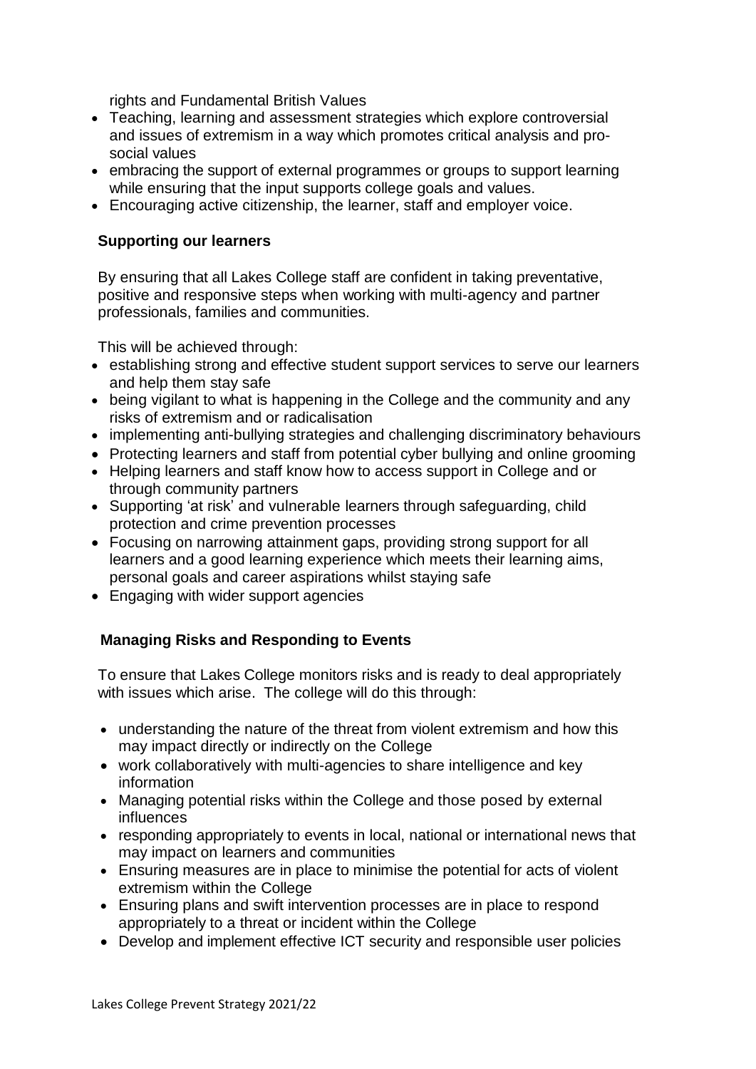rights and Fundamental British Values

- Teaching, learning and assessment strategies which explore controversial and issues of extremism in a way which promotes critical analysis and pro-social values
- embracing the support of external programmes or groups to support learning while ensuring that the input supports college goals and values.
- Encouraging active citizenship, the learner, staff and employer voice.

**Supporting our learners**

By ensuring that all Lakes College staff are confident in taking preventative, positive and responsive steps when working with multi-agency and partner professionals, families and communities.

This will be achieved through:

- establishing strong and effective student support services to serve our learners and help them stay safe
- being vigilant to what is happening in the College and the community and any risks of extremism and or radicalisation
- implementing anti-bullying strategies and challenging discriminatory behaviours
- Protecting learners and staff from potential cyber bullying and online grooming
- Helping learners and staff know how to access support in College and or through community partners
- Supporting 'at risk' and vulnerable learners through safeguarding, child protection and crime prevention processes
- Focusing on narrowing attainment gaps, providing strong support for all learners and a good learning experience which meets their learning aims, personal goals and career aspirations whilst staying safe
- Engaging with wider support agencies

**Managing Risks and Responding to Events**

To ensure that Lakes College monitors risks and is ready to deal appropriately with issues which arise. The college will do this through:

- understanding the nature of the threat from violent extremism and how this may impact directly or indirectly on the College
- work collaboratively with multi-agencies to share intelligence and key information
- Managing potential risks within the College and those posed by external influences
- responding appropriately to events in local, national or international news that may impact on learners and communities
- Ensuring measures are in place to minimise the potential for acts of violent extremism within the College
- Ensuring plans and swift intervention processes are in place to respond appropriately to a threat or incident within the College
- Develop and implement effective ICT security and responsible user policies